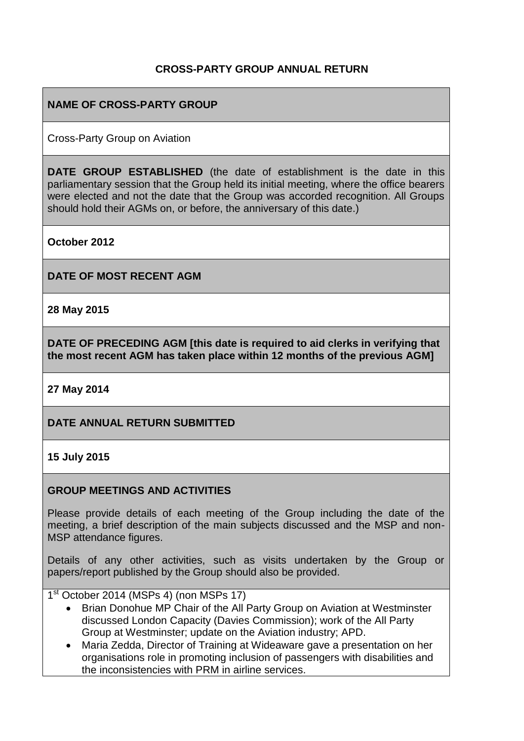# CROSS-PARTY GROUP ANNUAL RETURN

**NAME OF CROSS-PARTY GROUP**

Cross-Party Group on Aviation

**DATE GROUP ESTABLISHED** (the date of establishment is the date in this parliamentary session that the Group held its initial meeting, where the office bearers were elected and not the date that the Group was accorded recognition. All Groups should hold their AGMs on, or before, the anniversary of this date.)

**October 2012**

**DATE OF MOST RECENT AGM**

**28 May 2015**

**DATE OF PRECEDING AGM [this date is required to aid clerks in verifying that the most recent AGM has taken place within 12 months of the previous AGM]**

**27 May 2014**

**DATE ANNUAL RETURN SUBMITTED**

**15 July 2015**

**GROUP MEETINGS AND ACTIVITIES**

Please provide details of each meeting of the Group including the date of the meeting, a brief description of the main subjects discussed and the MSP and non-MSP attendance figures.

Details of any other activities, such as visits undertaken by the Group or papers/report published by the Group should also be provided.

1st October 2014 (MSPs 4) (non MSPs 17)

- Brian Donohue MP Chair of the All Party Group on Aviation at Westminster discussed London Capacity (Davies Commission); work of the All Party Group at Westminster; update on the Aviation industry; APD.
- Maria Zedda, Director of Training at Wideaware gave a presentation on her organisations role in promoting inclusion of passengers with disabilities and the inconsistencies with PRM in airline services.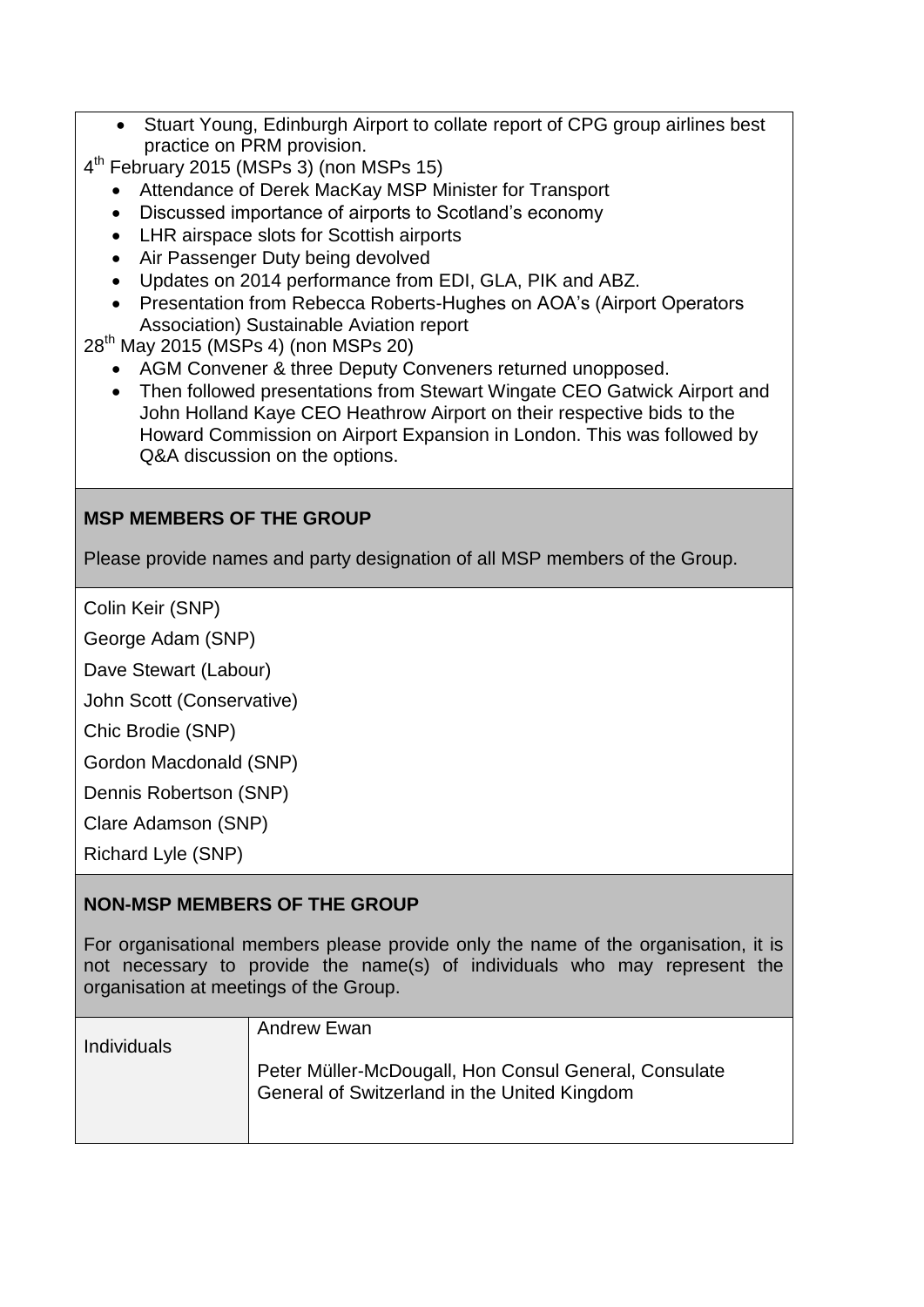- Stuart Young, Edinburgh Airport to collate report of CPG group airlines best practice on PRM provision.

4th February 2015 (MSPs 3) (non MSPs 15)

- Attendance of Derek MacKay MSP Minister for Transport
- Discussed importance of airports to Scotland's economy
- LHR airspace slots for Scottish airports
- Air Passenger Duty being devolved
- Updates on 2014 performance from EDI, GLA, PIK and ABZ.
- Presentation from Rebecca Roberts-Hughes on AOA's (Airport Operators Association) Sustainable Aviation report

28th May 2015 (MSPs 4) (non MSPs 20)

- AGM Convener & three Deputy Conveners returned unopposed.
- Then followed presentations from Stewart Wingate CEO Gatwick Airport and John Holland Kaye CEO Heathrow Airport on their respective bids to the Howard Commission on Airport Expansion in London. This was followed by Q&A discussion on the options.

**MSP MEMBERS OF THE GROUP**

Please provide names and party designation of all MSP members of the Group.

Colin Keir (SNP)

George Adam (SNP)

Dave Stewart (Labour)

John Scott (Conservative)

Chic Brodie (SNP)

Gordon Macdonald (SNP)

Dennis Robertson (SNP)

Clare Adamson (SNP)

Richard Lyle (SNP)

**NON-MSP MEMBERS OF THE GROUP**

For organisational members please provide only the name of the organisation, it is not necessary to provide the name(s) of individuals who may represent the organisation at meetings of the Group.

| Individuals | Andrew Ewan<br><br>Peter Müller-McDougall, Hon Consul General, Consulate General of Switzerland in the United Kingdom |
|---|---|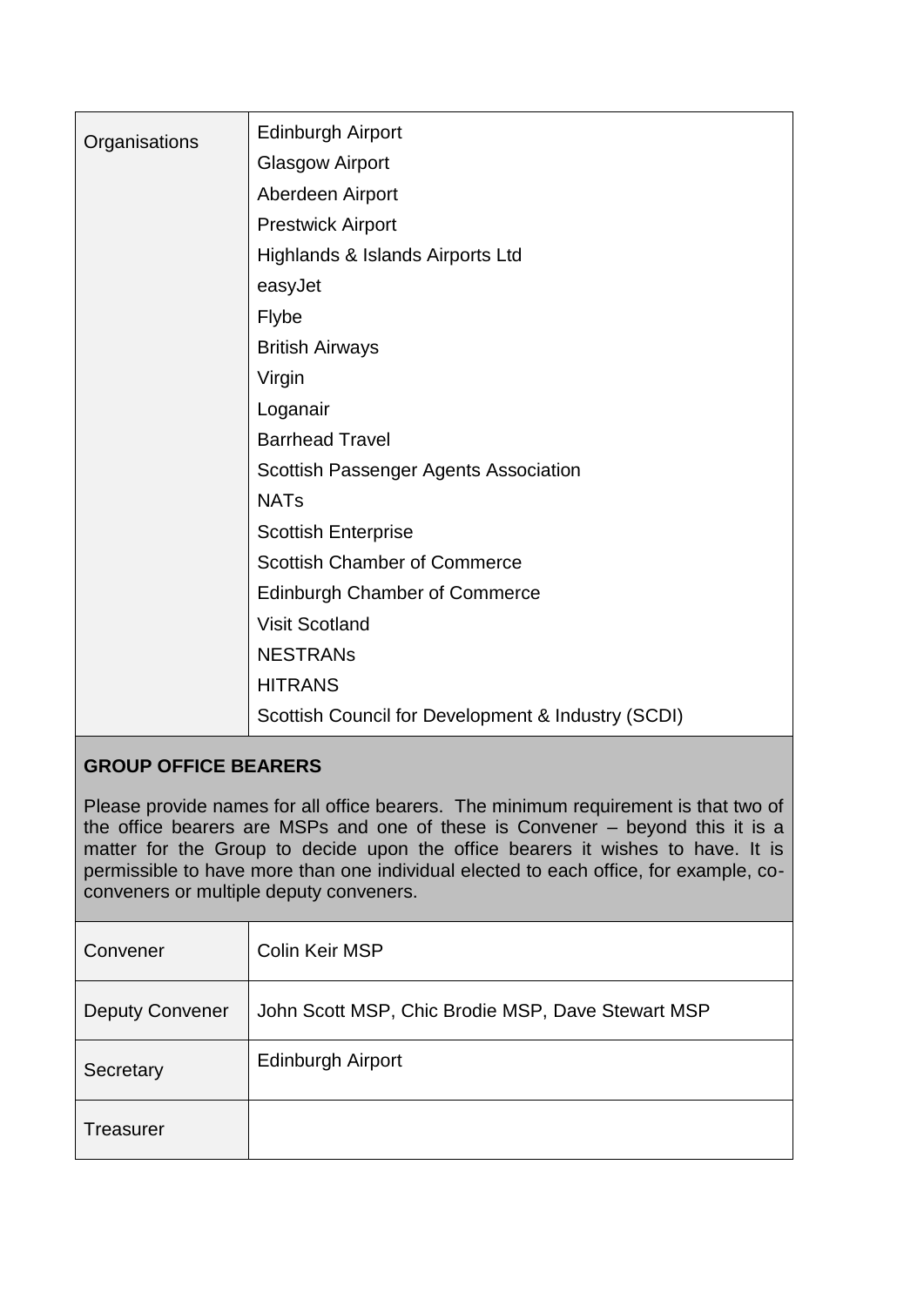| | |
|---|---|
| Organisations | Edinburgh Airport<br>Glasgow Airport<br>Aberdeen Airport<br>Prestwick Airport<br>Highlands & Islands Airports Ltd<br>easyJet<br>Flybe<br>British Airways<br>Virgin<br>Loganair<br>Barrhead Travel<br>Scottish Passenger Agents Association<br>NATs<br>Scottish Enterprise<br>Scottish Chamber of Commerce<br>Edinburgh Chamber of Commerce<br>Visit Scotland<br>NESTRANs<br>HITRANS<br>Scottish Council for Development & Industry (SCDI) |

**GROUP OFFICE BEARERS**

Please provide names for all office bearers. The minimum requirement is that two of the office bearers are MSPs and one of these is Convener – beyond this it is a matter for the Group to decide upon the office bearers it wishes to have. It is permissible to have more than one individual elected to each office, for example, co-conveners or multiple deputy conveners.

| | |
|---|---|
| Convener | Colin Keir MSP |
| Deputy Convener | John Scott MSP, Chic Brodie MSP, Dave Stewart MSP |
| Secretary | Edinburgh Airport |
| Treasurer | |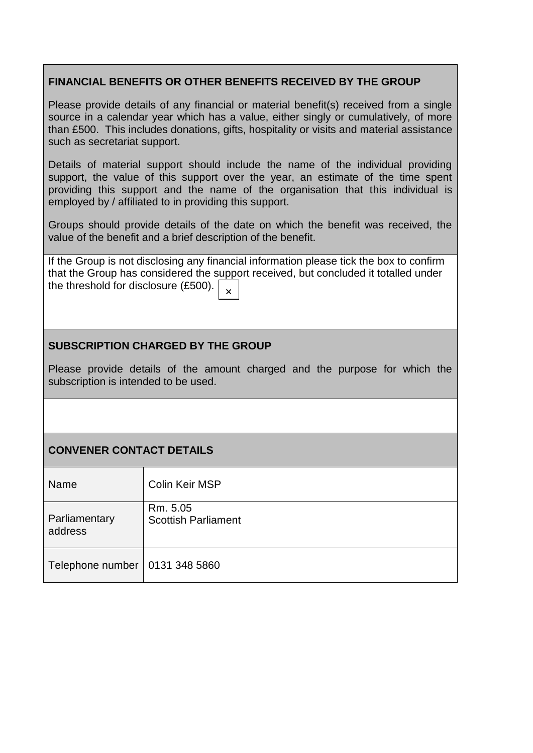## FINANCIAL BENEFITS OR OTHER BENEFITS RECEIVED BY THE GROUP

Please provide details of any financial or material benefit(s) received from a single source in a calendar year which has a value, either singly or cumulatively, of more than £500. This includes donations, gifts, hospitality or visits and material assistance such as secretariat support.

Details of material support should include the name of the individual providing support, the value of this support over the year, an estimate of the time spent providing this support and the name of the organisation that this individual is employed by / affiliated to in providing this support.

Groups should provide details of the date on which the benefit was received, the value of the benefit and a brief description of the benefit.

If the Group is not disclosing any financial information please tick the box to confirm that the Group has considered the support received, but concluded it totalled under the threshold for disclosure (£500). [x]

## SUBSCRIPTION CHARGED BY THE GROUP

Please provide details of the amount charged and the purpose for which the subscription is intended to be used.

## CONVENER CONTACT DETAILS

| | |
|---|---|
| Name | Colin Keir MSP |
| Parliamentary address | Rm. 5.05<br>Scottish Parliament |
| Telephone number | 0131 348 5860 |